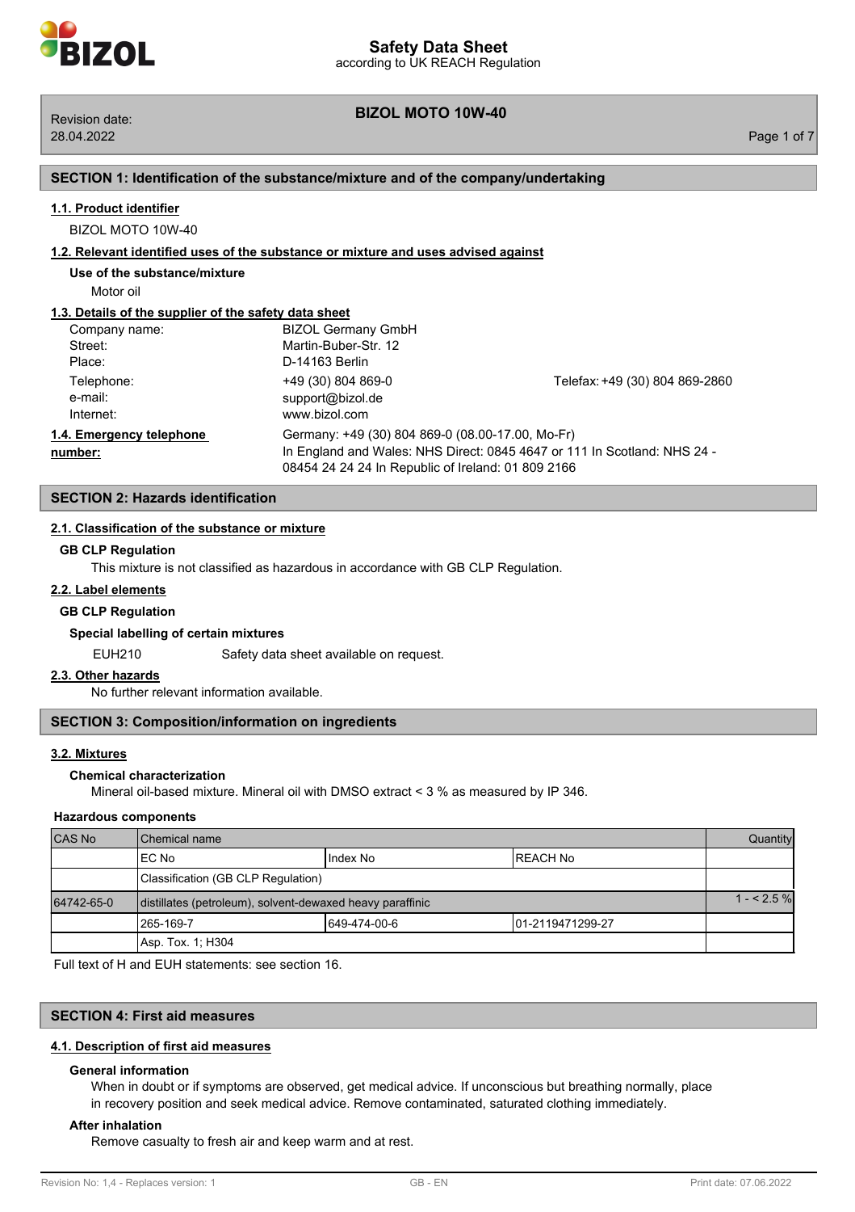# Safety Data Sheet

according to UK REACH Regulation

**BIZOL MOTO 10W-40**

Revision date: 28.04.2022

## SECTION 1: Identification of the substance/mixture and of the company/undertaking

### 1.1. Product identifier

BIZOL MOTO 10W-40

### 1.2. Relevant identified uses of the substance or mixture and uses advised against

**Use of the substance/mixture**

Motor oil

### 1.3. Details of the supplier of the safety data sheet

| | | |
|---|---|---|
| Company name: | BIZOL Germany GmbH | |
| Street: | Martin-Buber-Str. 12 | |
| Place: | D-14163 Berlin | |
| Telephone: | +49 (30) 804 869-0 | Telefax: +49 (30) 804 869-2860 |
| e-mail: | support@bizol.de | |
| Internet: | www.bizol.com | |

### 1.4. Emergency telephone number:

Germany: +49 (30) 804 869-0 (08.00-17.00, Mo-Fr)
In England and Wales: NHS Direct: 0845 4647 or 111 In Scotland: NHS 24 - 08454 24 24 24 In Republic of Ireland: 01 809 2166

## SECTION 2: Hazards identification

### 2.1. Classification of the substance or mixture

**GB CLP Regulation**

This mixture is not classified as hazardous in accordance with GB CLP Regulation.

### 2.2. Label elements

**GB CLP Regulation**

**Special labelling of certain mixtures**

EUH210 Safety data sheet available on request.

### 2.3. Other hazards

No further relevant information available.

## SECTION 3: Composition/information on ingredients

### 3.2. Mixtures

**Chemical characterization**

Mineral oil-based mixture. Mineral oil with DMSO extract < 3 % as measured by IP 346.

**Hazardous components**

| CAS No | Chemical name | | | Quantity |
|---|---|---|---|---|
| | EC No | Index No | REACH No | |
| | Classification (GB CLP Regulation) | | | |
| 64742-65-0 | distillates (petroleum), solvent-dewaxed heavy paraffinic | | | 1 - < 2.5 % |
| | 265-169-7 | 649-474-00-6 | 01-2119471299-27 | |
| | Asp. Tox. 1; H304 | | | |

Full text of H and EUH statements: see section 16.

## SECTION 4: First aid measures

### 4.1. Description of first aid measures

**General information**

When in doubt or if symptoms are observed, get medical advice. If unconscious but breathing normally, place in recovery position and seek medical advice. Remove contaminated, saturated clothing immediately.

**After inhalation**

Remove casualty to fresh air and keep warm and at rest.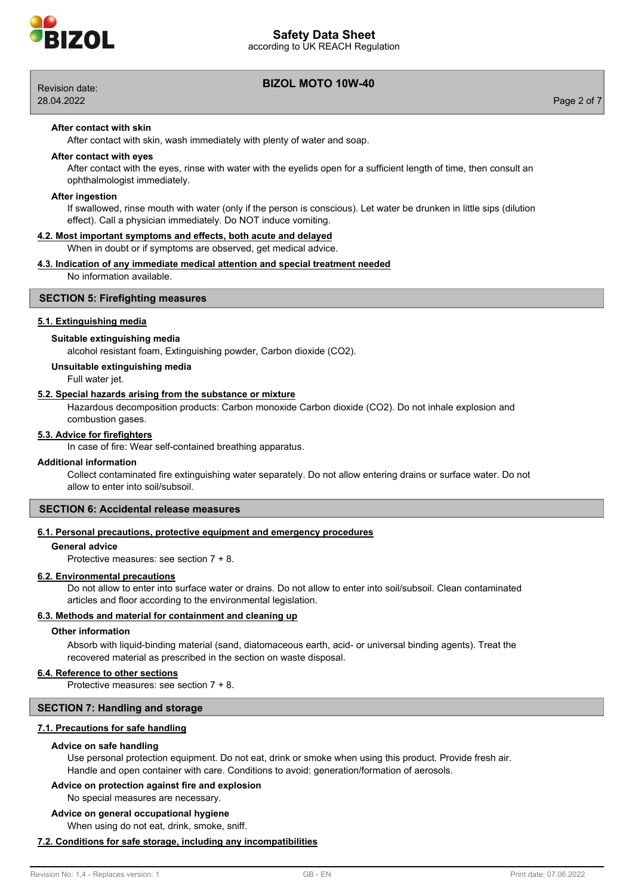**After contact with skin**

After contact with skin, wash immediately with plenty of water and soap.

**After contact with eyes**

After contact with the eyes, rinse with water with the eyelids open for a sufficient length of time, then consult an ophthalmologist immediately.

**After ingestion**

If swallowed, rinse mouth with water (only if the person is conscious). Let water be drunken in little sips (dilution effect). Call a physician immediately. Do NOT induce vomiting.

### 4.2. Most important symptoms and effects, both acute and delayed

When in doubt or if symptoms are observed, get medical advice.

### 4.3. Indication of any immediate medical attention and special treatment needed

No information available.

## SECTION 5: Firefighting measures

### 5.1. Extinguishing media

**Suitable extinguishing media**

alcohol resistant foam, Extinguishing powder, Carbon dioxide ($CO_2$).

**Unsuitable extinguishing media**

Full water jet.

### 5.2. Special hazards arising from the substance or mixture

Hazardous decomposition products: Carbon monoxide Carbon dioxide ($CO_2$). Do not inhale explosion and combustion gases.

### 5.3. Advice for firefighters

In case of fire: Wear self-contained breathing apparatus.

**Additional information**

Collect contaminated fire extinguishing water separately. Do not allow entering drains or surface water. Do not allow to enter into soil/subsoil.

## SECTION 6: Accidental release measures

### 6.1. Personal precautions, protective equipment and emergency procedures

**General advice**

Protective measures: see section 7 + 8.

### 6.2. Environmental precautions

Do not allow to enter into surface water or drains. Do not allow to enter into soil/subsoil. Clean contaminated articles and floor according to the environmental legislation.

### 6.3. Methods and material for containment and cleaning up

**Other information**

Absorb with liquid-binding material (sand, diatomaceous earth, acid- or universal binding agents). Treat the recovered material as prescribed in the section on waste disposal.

### 6.4. Reference to other sections

Protective measures: see section 7 + 8.

## SECTION 7: Handling and storage

### 7.1. Precautions for safe handling

**Advice on safe handling**

Use personal protection equipment. Do not eat, drink or smoke when using this product. Provide fresh air. Handle and open container with care. Conditions to avoid: generation/formation of aerosols.

**Advice on protection against fire and explosion**

No special measures are necessary.

**Advice on general occupational hygiene**

When using do not eat, drink, smoke, sniff.

### 7.2. Conditions for safe storage, including any incompatibilities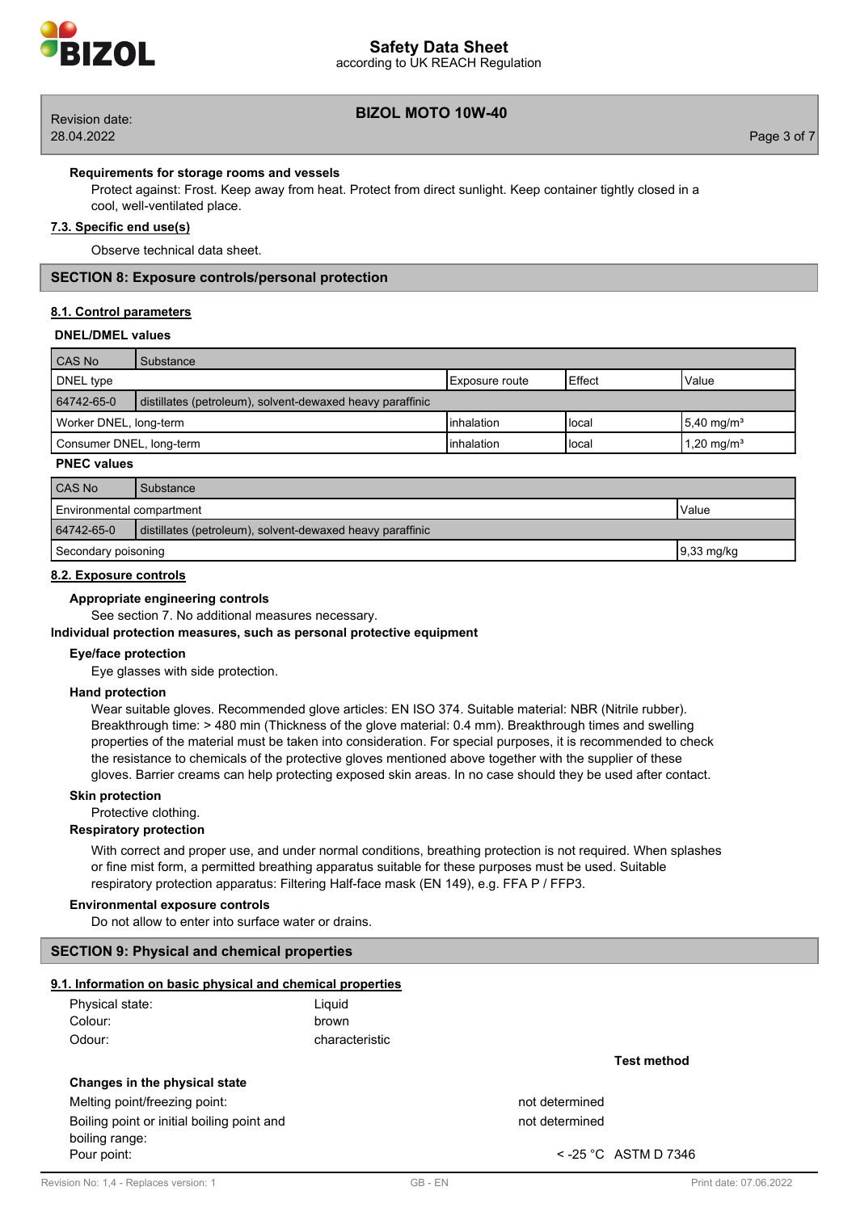**Requirements for storage rooms and vessels**

Protect against: Frost. Keep away from heat. Protect from direct sunlight. Keep container tightly closed in a cool, well-ventilated place.

**7.3. Specific end use(s)**

Observe technical data sheet.

## SECTION 8: Exposure controls/personal protection

**8.1. Control parameters**

**DNEL/DMEL values**

| CAS No | Substance | | | |
|---|---|---|---|---|
| DNEL type | | Exposure route | Effect | Value |
| 64742-65-0 | distillates (petroleum), solvent-dewaxed heavy paraffinic | | | |
| Worker DNEL, long-term | | inhalation | local | 5,40 mg/m³ |
| Consumer DNEL, long-term | | inhalation | local | 1,20 mg/m³ |

**PNEC values**

| CAS No | Substance | |
|---|---|---|
| Environmental compartment | | Value |
| 64742-65-0 | distillates (petroleum), solvent-dewaxed heavy paraffinic | |
| Secondary poisoning | | 9,33 mg/kg |

**8.2. Exposure controls**

**Appropriate engineering controls**

See section 7. No additional measures necessary.

**Individual protection measures, such as personal protective equipment**

**Eye/face protection**

Eye glasses with side protection.

**Hand protection**

Wear suitable gloves. Recommended glove articles: EN ISO 374. Suitable material: NBR (Nitrile rubber). Breakthrough time: > 480 min (Thickness of the glove material: 0.4 mm). Breakthrough times and swelling properties of the material must be taken into consideration. For special purposes, it is recommended to check the resistance to chemicals of the protective gloves mentioned above together with the supplier of these gloves. Barrier creams can help protecting exposed skin areas. In no case should they be used after contact.

**Skin protection**

Protective clothing.

**Respiratory protection**

With correct and proper use, and under normal conditions, breathing protection is not required. When splashes or fine mist form, a permitted breathing apparatus suitable for these purposes must be used. Suitable respiratory protection apparatus: Filtering Half-face mask (EN 149), e.g. FFA P / FFP3.

**Environmental exposure controls**

Do not allow to enter into surface water or drains.

## SECTION 9: Physical and chemical properties

**9.1. Information on basic physical and chemical properties**

| | | |
|---|---|---|
| Physical state: | Liquid | |
| Colour: | brown | |
| Odour: | characteristic | |
| | | **Test method** |

**Changes in the physical state**

| | | |
|---|---|---|
| Melting point/freezing point: | not determined | |
| Boiling point or initial boiling point and boiling range: | not determined | |
| Pour point: | < -25 °C | ASTM D 7346 |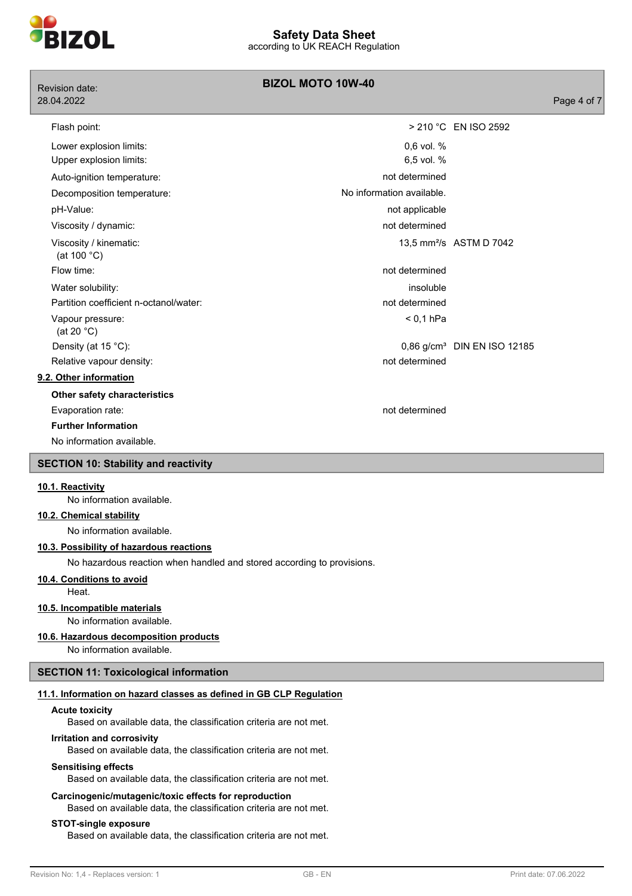| | | |
|---|---|---|
| Flash point: | > 210 °C | EN ISO 2592 |
| Lower explosion limits: | 0,6 vol. % | |
| Upper explosion limits: | 6,5 vol. % | |
| Auto-ignition temperature: | not determined | |
| Decomposition temperature: | No information available. | |
| pH-Value: | not applicable | |
| Viscosity / dynamic: | not determined | |
| Viscosity / kinematic: (at 100 °C) | 13,5 mm²/s | ASTM D 7042 |
| Flow time: | not determined | |
| Water solubility: | insoluble | |
| Partition coefficient n-octanol/water: | not determined | |
| Vapour pressure: (at 20 °C) | < 0,1 hPa | |
| Density (at 15 °C): | 0,86 g/cm³ | DIN EN ISO 12185 |
| Relative vapour density: | not determined | |

### 9.2. Other information

**Other safety characteristics**

Evaporation rate: not determined

**Further Information**

No information available.

## SECTION 10: Stability and reactivity

### 10.1. Reactivity

No information available.

### 10.2. Chemical stability

No information available.

### 10.3. Possibility of hazardous reactions

No hazardous reaction when handled and stored according to provisions.

### 10.4. Conditions to avoid

Heat.

### 10.5. Incompatible materials

No information available.

### 10.6. Hazardous decomposition products

No information available.

## SECTION 11: Toxicological information

### 11.1. Information on hazard classes as defined in GB CLP Regulation

**Acute toxicity**

Based on available data, the classification criteria are not met.

**Irritation and corrosivity**

Based on available data, the classification criteria are not met.

**Sensitising effects**

Based on available data, the classification criteria are not met.

**Carcinogenic/mutagenic/toxic effects for reproduction**

Based on available data, the classification criteria are not met.

**STOT-single exposure**

Based on available data, the classification criteria are not met.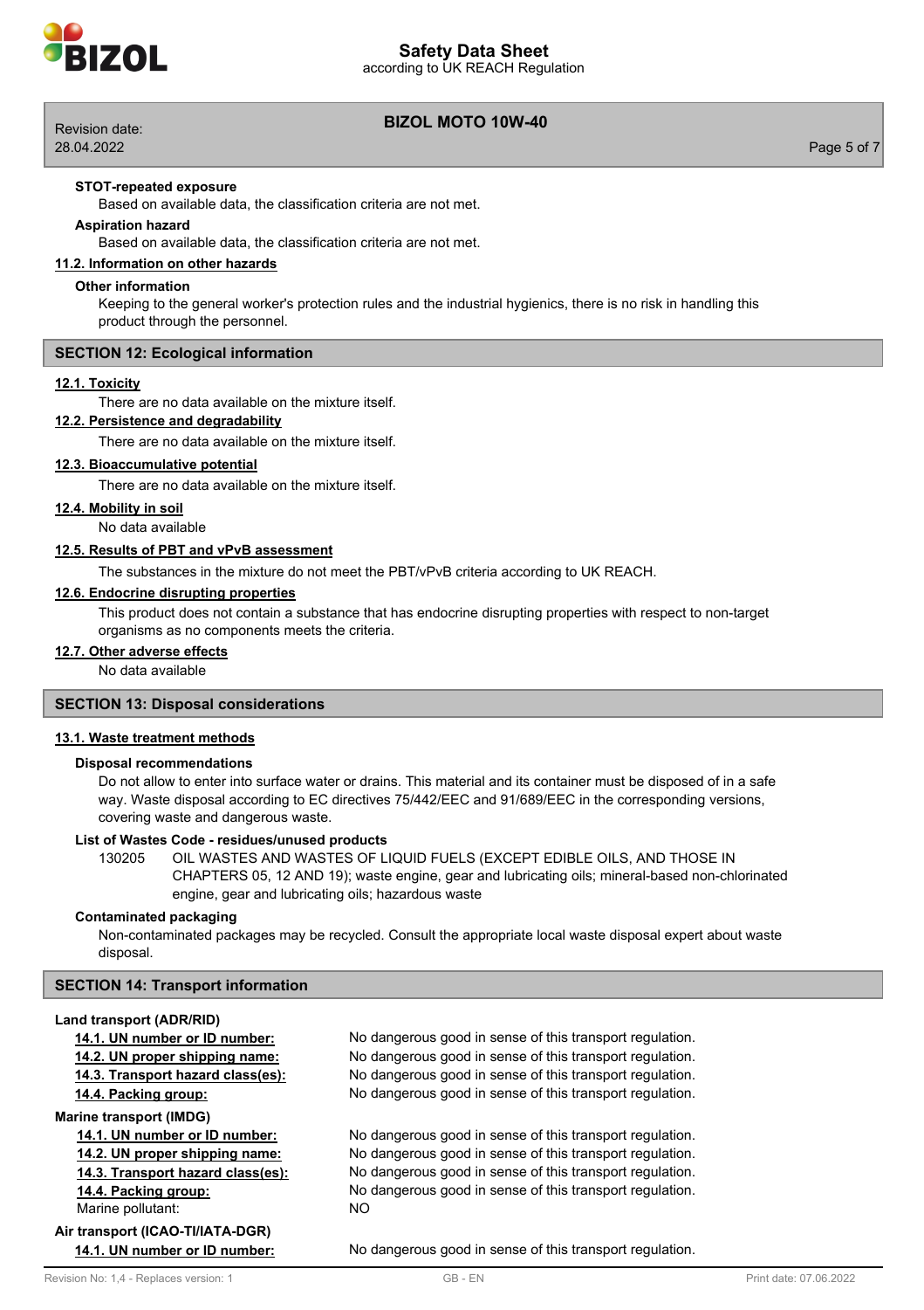**STOT-repeated exposure**

Based on available data, the classification criteria are not met.

**Aspiration hazard**

Based on available data, the classification criteria are not met.

### 11.2. Information on other hazards

**Other information**

Keeping to the general worker's protection rules and the industrial hygienics, there is no risk in handling this product through the personnel.

## SECTION 12: Ecological information

### 12.1. Toxicity

There are no data available on the mixture itself.

### 12.2. Persistence and degradability

There are no data available on the mixture itself.

### 12.3. Bioaccumulative potential

There are no data available on the mixture itself.

### 12.4. Mobility in soil

No data available

### 12.5. Results of PBT and vPvB assessment

The substances in the mixture do not meet the PBT/vPvB criteria according to UK REACH.

### 12.6. Endocrine disrupting properties

This product does not contain a substance that has endocrine disrupting properties with respect to non-target organisms as no components meets the criteria.

### 12.7. Other adverse effects

No data available

## SECTION 13: Disposal considerations

### 13.1. Waste treatment methods

**Disposal recommendations**

Do not allow to enter into surface water or drains. This material and its container must be disposed of in a safe way. Waste disposal according to EC directives 75/442/EEC and 91/689/EEC in the corresponding versions, covering waste and dangerous waste.

**List of Wastes Code - residues/unused products**

130205 OIL WASTES AND WASTES OF LIQUID FUELS (EXCEPT EDIBLE OILS, AND THOSE IN CHAPTERS 05, 12 AND 19); waste engine, gear and lubricating oils; mineral-based non-chlorinated engine, gear and lubricating oils; hazardous waste

**Contaminated packaging**

Non-contaminated packages may be recycled. Consult the appropriate local waste disposal expert about waste disposal.

## SECTION 14: Transport information

**Land transport (ADR/RID)**

| | |
|---|---|
| **14.1. UN number or ID number:** | No dangerous good in sense of this transport regulation. |
| **14.2. UN proper shipping name:** | No dangerous good in sense of this transport regulation. |
| **14.3. Transport hazard class(es):** | No dangerous good in sense of this transport regulation. |
| **14.4. Packing group:** | No dangerous good in sense of this transport regulation. |

**Marine transport (IMDG)**

| | |
|---|---|
| **14.1. UN number or ID number:** | No dangerous good in sense of this transport regulation. |
| **14.2. UN proper shipping name:** | No dangerous good in sense of this transport regulation. |
| **14.3. Transport hazard class(es):** | No dangerous good in sense of this transport regulation. |
| **14.4. Packing group:** | No dangerous good in sense of this transport regulation. |
| Marine pollutant: | NO |

**Air transport (ICAO-TI/IATA-DGR)**

| | |
|---|---|
| **14.1. UN number or ID number:** | No dangerous good in sense of this transport regulation. |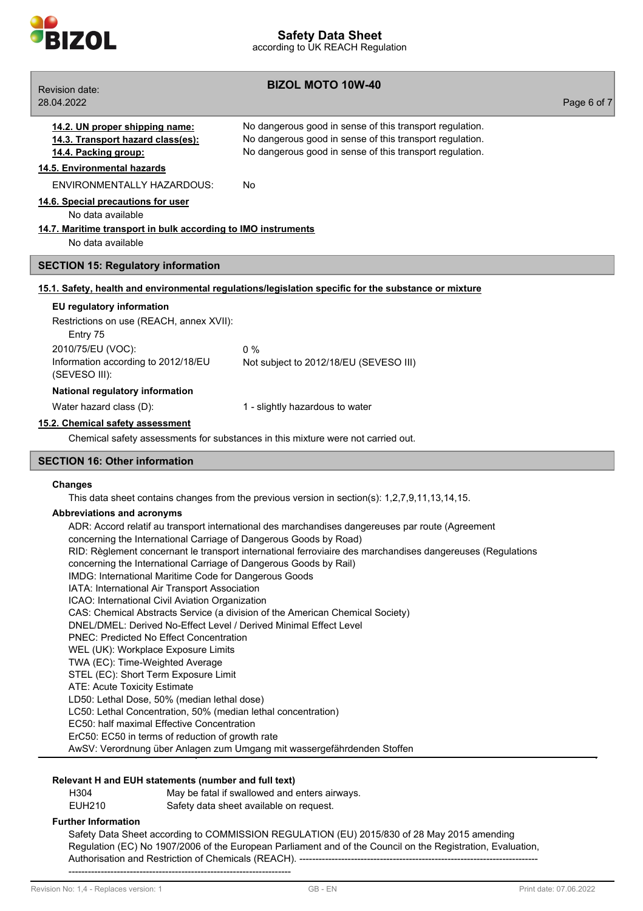**14.2. UN proper shipping name:** No dangerous good in sense of this transport regulation.

**14.3. Transport hazard class(es):** No dangerous good in sense of this transport regulation.

**14.4. Packing group:** No dangerous good in sense of this transport regulation.

**14.5. Environmental hazards**

ENVIRONMENTALLY HAZARDOUS: No

**14.6. Special precautions for user**

No data available

**14.7. Maritime transport in bulk according to IMO instruments**

No data available

## SECTION 15: Regulatory information

**15.1. Safety, health and environmental regulations/legislation specific for the substance or mixture**

**EU regulatory information**

Restrictions on use (REACH, annex XVII):
Entry 75

2010/75/EU (VOC): 0 %

Information according to 2012/18/EU (SEVESO III): Not subject to 2012/18/EU (SEVESO III)

**National regulatory information**

Water hazard class (D): 1 - slightly hazardous to water

**15.2. Chemical safety assessment**

Chemical safety assessments for substances in this mixture were not carried out.

## SECTION 16: Other information

**Changes**

This data sheet contains changes from the previous version in section(s): 1,2,7,9,11,13,14,15.

**Abbreviations and acronyms**

ADR: Accord relatif au transport international des marchandises dangereuses par route (Agreement concerning the International Carriage of Dangerous Goods by Road)
RID: Règlement concernant le transport international ferroviaire des marchandises dangereuses (Regulations concerning the International Carriage of Dangerous Goods by Rail)
IMDG: International Maritime Code for Dangerous Goods
IATA: International Air Transport Association
ICAO: International Civil Aviation Organization
CAS: Chemical Abstracts Service (a division of the American Chemical Society)
DNEL/DMEL: Derived No-Effect Level / Derived Minimal Effect Level
PNEC: Predicted No Effect Concentration
WEL (UK): Workplace Exposure Limits
TWA (EC): Time-Weighted Average
STEL (EC): Short Term Exposure Limit
ATE: Acute Toxicity Estimate
LD50: Lethal Dose, 50% (median lethal dose)
LC50: Lethal Concentration, 50% (median lethal concentration)
EC50: half maximal Effective Concentration
ErC50: EC50 in terms of reduction of growth rate
AwSV: Verordnung über Anlagen zum Umgang mit wassergefährdenden Stoffen

**Relevant H and EUH statements (number and full text)**

| | |
|---|---|
| H304 | May be fatal if swallowed and enters airways. |
| EUH210 | Safety data sheet available on request. |

**Further Information**

Safety Data Sheet according to COMMISSION REGULATION (EU) 2015/830 of 28 May 2015 amending Regulation (EC) No 1907/2006 of the European Parliament and of the Council on the Registration, Evaluation, Authorisation and Restriction of Chemicals (REACH). ---------------------------------------------------------------------------------------------------------------------------------------------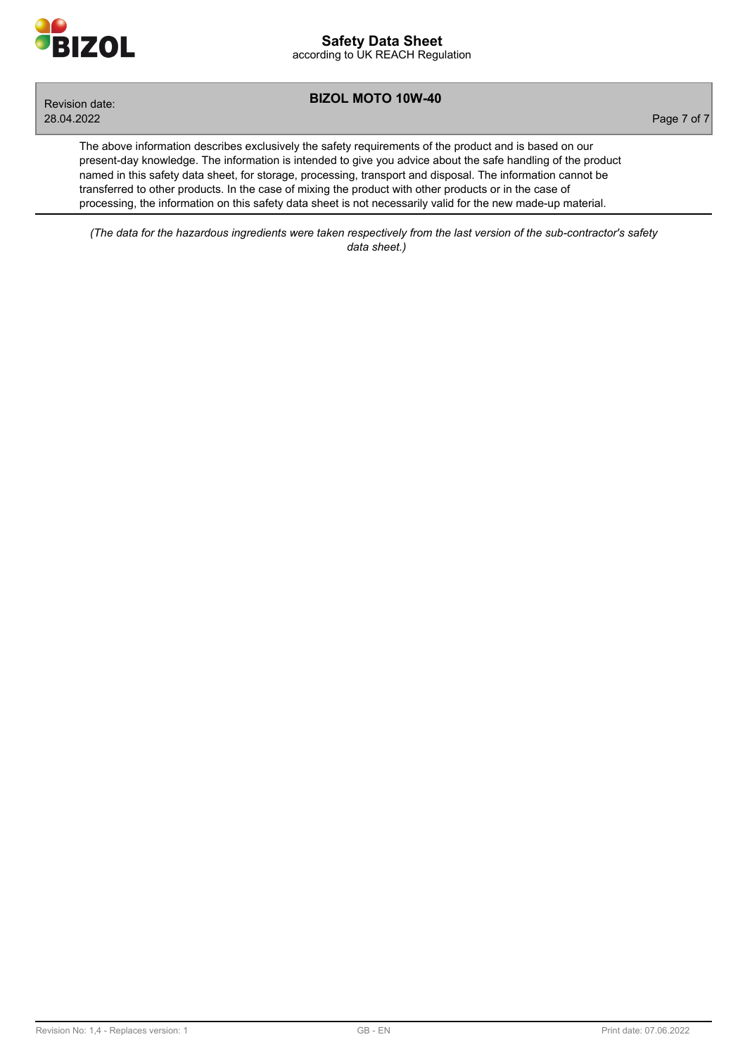The above information describes exclusively the safety requirements of the product and is based on our present-day knowledge. The information is intended to give you advice about the safe handling of the product named in this safety data sheet, for storage, processing, transport and disposal. The information cannot be transferred to other products. In the case of mixing the product with other products or in the case of processing, the information on this safety data sheet is not necessarily valid for the new made-up material.

---

*(The data for the hazardous ingredients were taken respectively from the last version of the sub-contractor's safety data sheet.)*